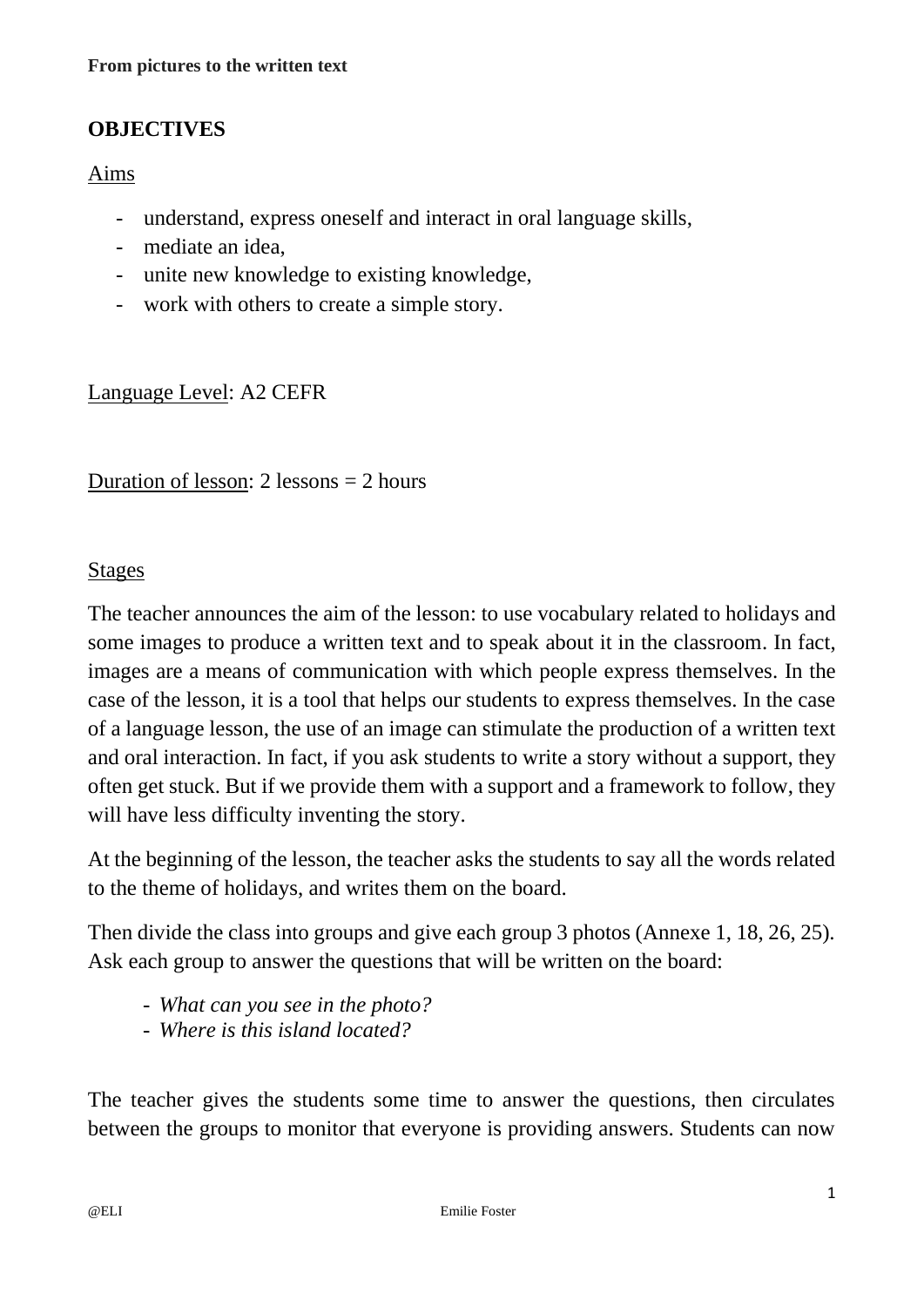**From pictures to the written text**

## OBJECTIVES

Aims

- understand, express oneself and interact in oral language skills,
- mediate an idea,
- unite new knowledge to existing knowledge,
- work with others to create a simple story.

Language Level: A2 CEFR

Duration of lesson: 2 lessons = 2 hours

Stages

The teacher announces the aim of the lesson: to use vocabulary related to holidays and some images to produce a written text and to speak about it in the classroom. In fact, images are a means of communication with which people express themselves. In the case of the lesson, it is a tool that helps our students to express themselves. In the case of a language lesson, the use of an image can stimulate the production of a written text and oral interaction. In fact, if you ask students to write a story without a support, they often get stuck. But if we provide them with a support and a framework to follow, they will have less difficulty inventing the story.

At the beginning of the lesson, the teacher asks the students to say all the words related to the theme of holidays, and writes them on the board.

Then divide the class into groups and give each group 3 photos (Annexe 1, 18, 26, 25). Ask each group to answer the questions that will be written on the board:

- *What can you see in the photo?*
- *Where is this island located?*

The teacher gives the students some time to answer the questions, then circulates between the groups to monitor that everyone is providing answers. Students can now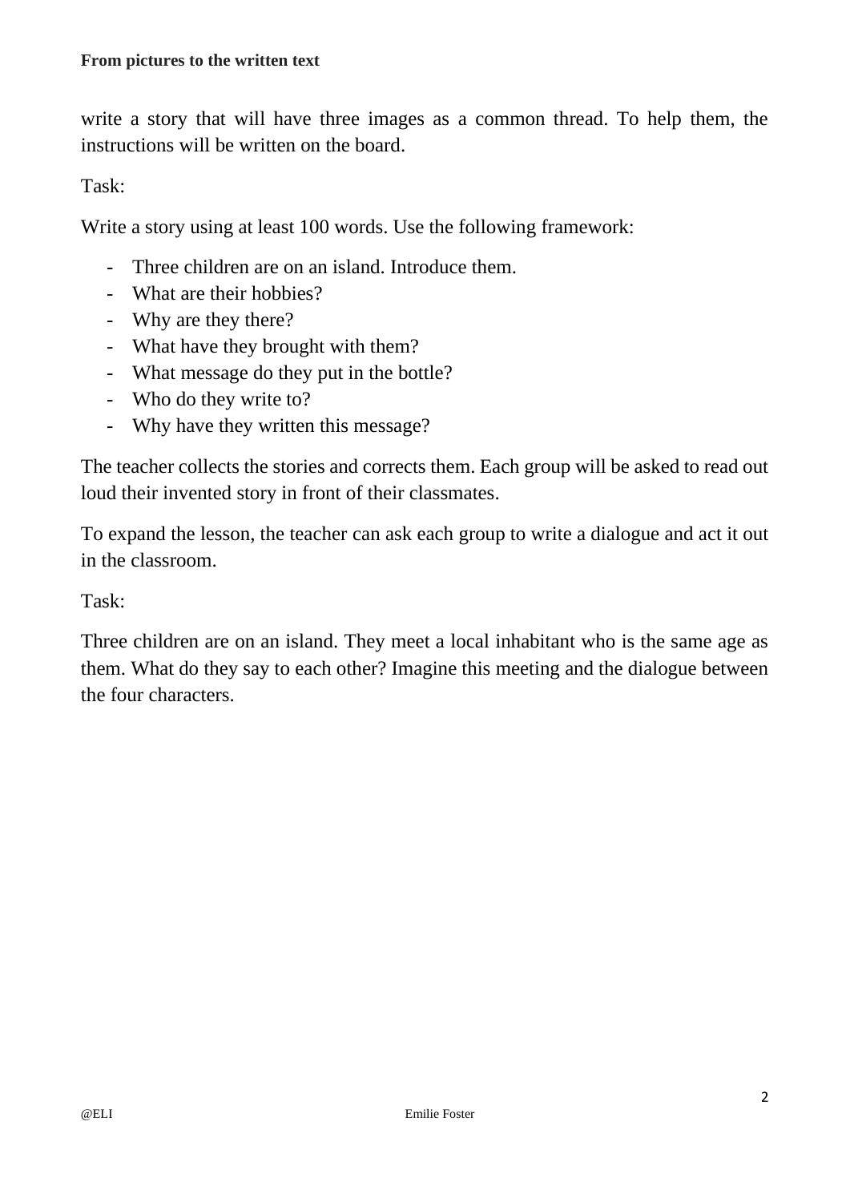write a story that will have three images as a common thread. To help them, the instructions will be written on the board.

Task:

Write a story using at least 100 words. Use the following framework:

- Three children are on an island. Introduce them.
- What are their hobbies?
- Why are they there?
- What have they brought with them?
- What message do they put in the bottle?
- Who do they write to?
- Why have they written this message?

The teacher collects the stories and corrects them. Each group will be asked to read out loud their invented story in front of their classmates.

To expand the lesson, the teacher can ask each group to write a dialogue and act it out in the classroom.

Task:

Three children are on an island. They meet a local inhabitant who is the same age as them. What do they say to each other? Imagine this meeting and the dialogue between the four characters.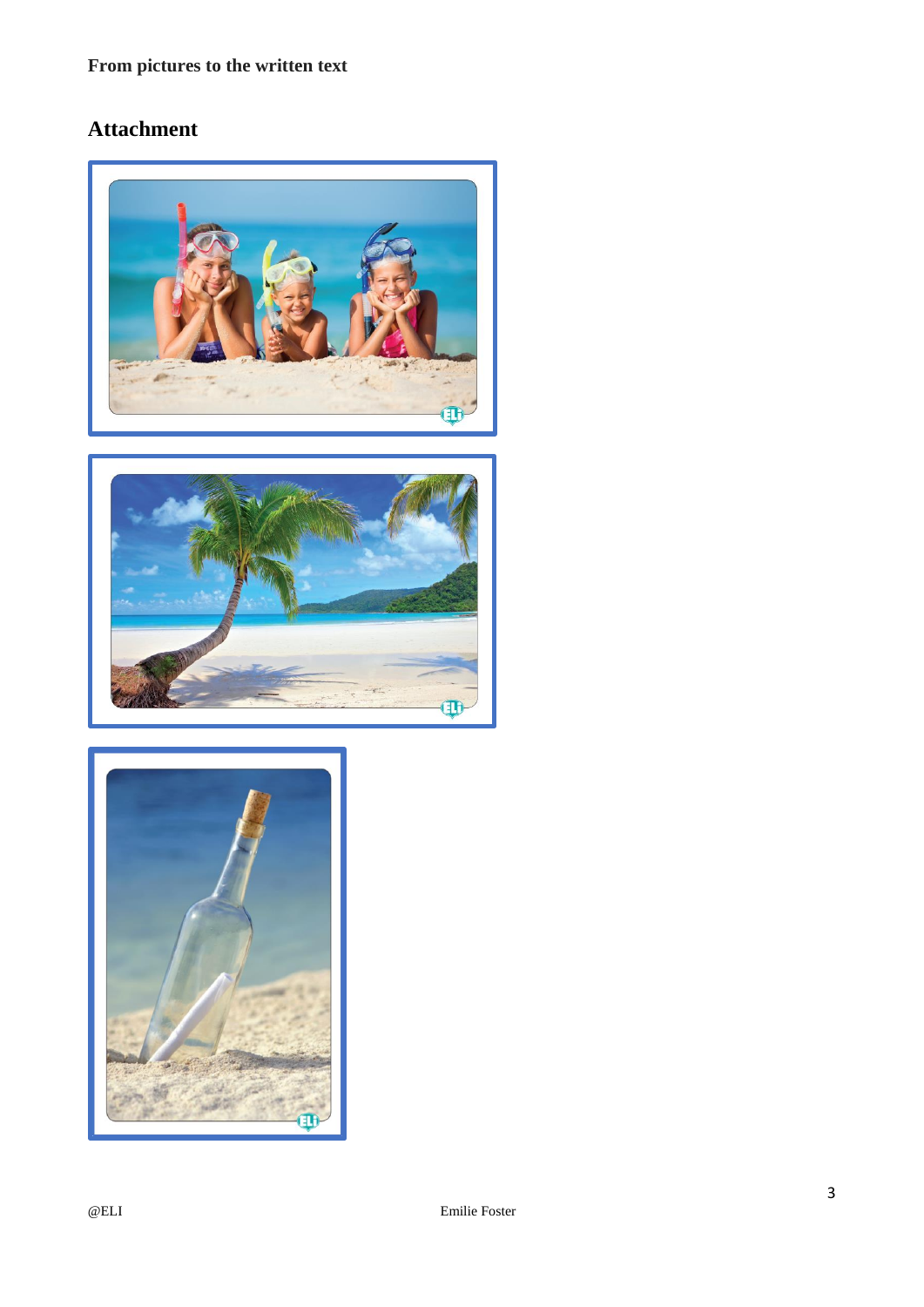**From pictures to the written text**

## Attachment